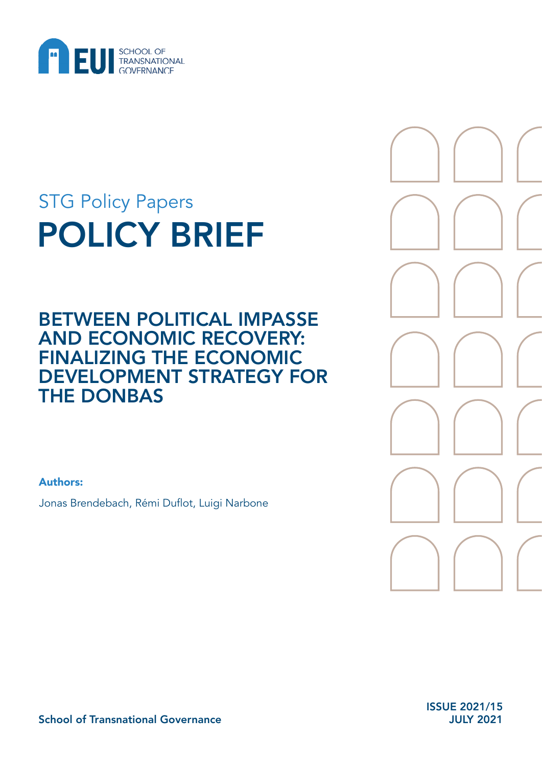EUI SCHOOL OF TRANSNATIONAL GOVERNANCE

STG Policy Papers

# POLICY BRIEF

## BETWEEN POLITICAL IMPASSE AND ECONOMIC RECOVERY: FINALIZING THE ECONOMIC DEVELOPMENT STRATEGY FOR THE DONBAS

**Authors:**

Jonas Brendebach, Rémi Duflot, Luigi Narbone

School of Transnational Governance

ISSUE 2021/15
JULY 2021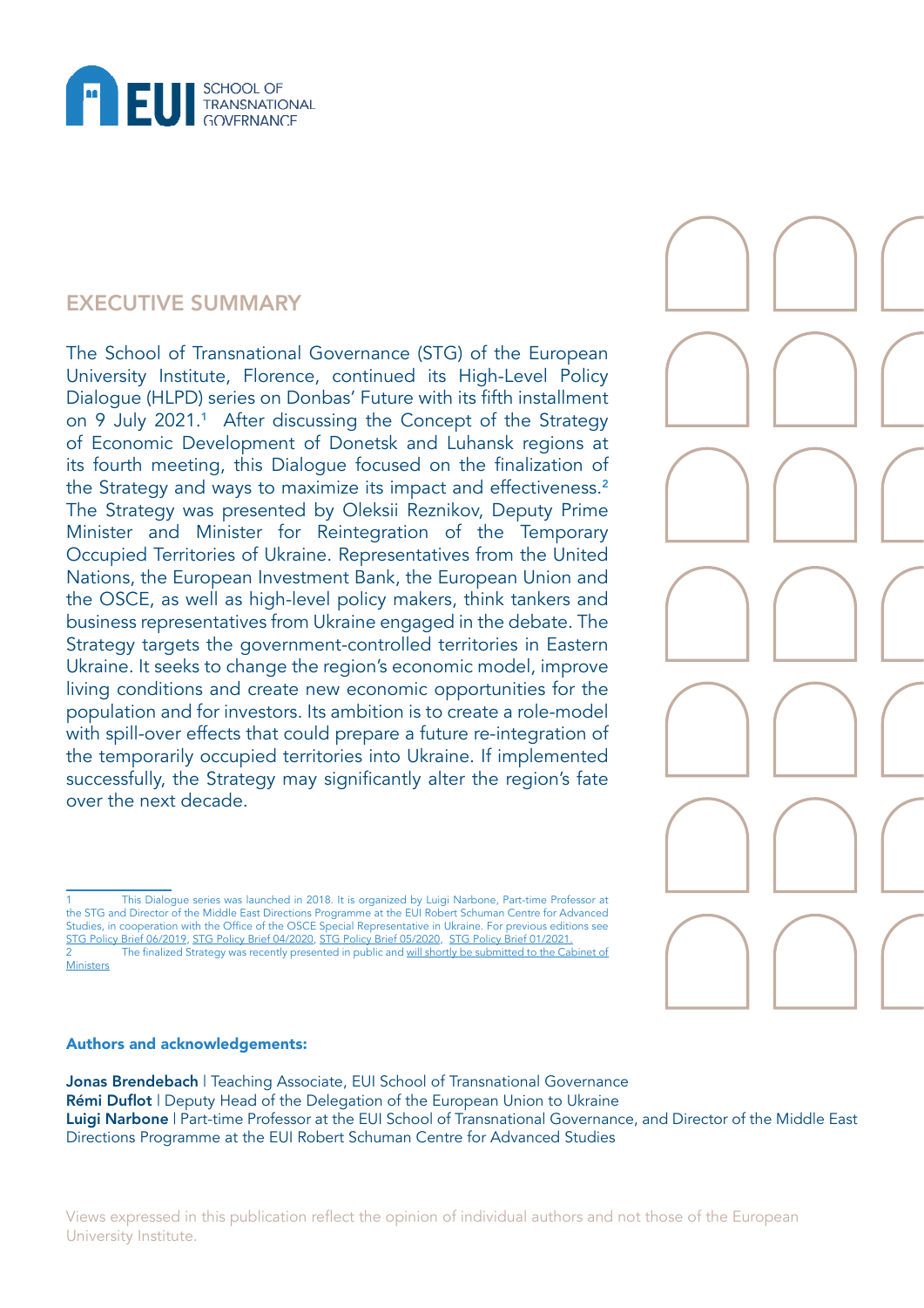## EXECUTIVE SUMMARY

The School of Transnational Governance (STG) of the European University Institute, Florence, continued its High-Level Policy Dialogue (HLPD) series on Donbas' Future with its fifth installment on 9 July 2021.[1] After discussing the Concept of the Strategy of Economic Development of Donetsk and Luhansk regions at its fourth meeting, this Dialogue focused on the finalization of the Strategy and ways to maximize its impact and effectiveness.[2] The Strategy was presented by Oleksii Reznikov, Deputy Prime Minister and Minister for Reintegration of the Temporary Occupied Territories of Ukraine. Representatives from the United Nations, the European Investment Bank, the European Union and the OSCE, as well as high-level policy makers, think tankers and business representatives from Ukraine engaged in the debate. The Strategy targets the government-controlled territories in Eastern Ukraine. It seeks to change the region's economic model, improve living conditions and create new economic opportunities for the population and for investors. Its ambition is to create a role-model with spill-over effects that could prepare a future re-integration of the temporarily occupied territories into Ukraine. If implemented successfully, the Strategy may significantly alter the region's fate over the next decade.

1 This Dialogue series was launched in 2018. It is organized by Luigi Narbone, Part-time Professor at the STG and Director of the Middle East Directions Programme at the EUI Robert Schuman Centre for Advanced Studies, in cooperation with the Office of the OSCE Special Representative in Ukraine. For previous editions see STG Policy Brief 06/2019, STG Policy Brief 04/2020, STG Policy Brief 05/2020, STG Policy Brief 01/2021.

2 The finalized Strategy was recently presented in public and will shortly be submitted to the Cabinet of Ministers

**Authors and acknowledgements:**

**Jonas Brendebach** | Teaching Associate, EUI School of Transnational Governance
**Rémi Duflot** | Deputy Head of the Delegation of the European Union to Ukraine
**Luigi Narbone** | Part-time Professor at the EUI School of Transnational Governance, and Director of the Middle East Directions Programme at the EUI Robert Schuman Centre for Advanced Studies

Views expressed in this publication reflect the opinion of individual authors and not those of the European University Institute.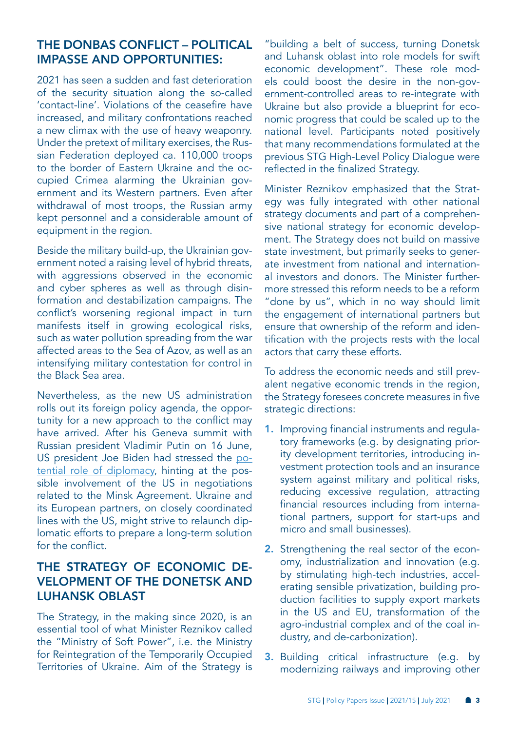## THE DONBAS CONFLICT – POLITICAL IMPASSE AND OPPORTUNITIES:

2021 has seen a sudden and fast deterioration of the security situation along the so-called 'contact-line'. Violations of the ceasefire have increased, and military confrontations reached a new climax with the use of heavy weaponry. Under the pretext of military exercises, the Russian Federation deployed ca. 110,000 troops to the border of Eastern Ukraine and the occupied Crimea alarming the Ukrainian government and its Western partners. Even after withdrawal of most troops, the Russian army kept personnel and a considerable amount of equipment in the region.

Beside the military build-up, the Ukrainian government noted a raising level of hybrid threats, with aggressions observed in the economic and cyber spheres as well as through disinformation and destabilization campaigns. The conflict's worsening regional impact in turn manifests itself in growing ecological risks, such as water pollution spreading from the war affected areas to the Sea of Azov, as well as an intensifying military contestation for control in the Black Sea area.

Nevertheless, as the new US administration rolls out its foreign policy agenda, the opportunity for a new approach to the conflict may have arrived. After his Geneva summit with Russian president Vladimir Putin on 16 June, US president Joe Biden had stressed the potential role of diplomacy, hinting at the possible involvement of the US in negotiations related to the Minsk Agreement. Ukraine and its European partners, on closely coordinated lines with the US, might strive to relaunch diplomatic efforts to prepare a long-term solution for the conflict.

## THE STRATEGY OF ECONOMIC DEVELOPMENT OF THE DONETSK AND LUHANSK OBLAST

The Strategy, in the making since 2020, is an essential tool of what Minister Reznikov called the "Ministry of Soft Power", i.e. the Ministry for Reintegration of the Temporarily Occupied Territories of Ukraine. Aim of the Strategy is "building a belt of success, turning Donetsk and Luhansk oblast into role models for swift economic development". These role models could boost the desire in the non-government-controlled areas to re-integrate with Ukraine but also provide a blueprint for economic progress that could be scaled up to the national level. Participants noted positively that many recommendations formulated at the previous STG High-Level Policy Dialogue were reflected in the finalized Strategy.

Minister Reznikov emphasized that the Strategy was fully integrated with other national strategy documents and part of a comprehensive national strategy for economic development. The Strategy does not build on massive state investment, but primarily seeks to generate investment from national and international investors and donors. The Minister furthermore stressed this reform needs to be a reform "done by us", which in no way should limit the engagement of international partners but ensure that ownership of the reform and identification with the projects rests with the local actors that carry these efforts.

To address the economic needs and still prevalent negative economic trends in the region, the Strategy foresees concrete measures in five strategic directions:

1. Improving financial instruments and regulatory frameworks (e.g. by designating priority development territories, introducing investment protection tools and an insurance system against military and political risks, reducing excessive regulation, attracting financial resources including from international partners, support for start-ups and micro and small businesses).
2. Strengthening the real sector of the economy, industrialization and innovation (e.g. by stimulating high-tech industries, accelerating sensible privatization, building production facilities to supply export markets in the US and EU, transformation of the agro-industrial complex and of the coal industry, and de-carbonization).
3. Building critical infrastructure (e.g. by modernizing railways and improving other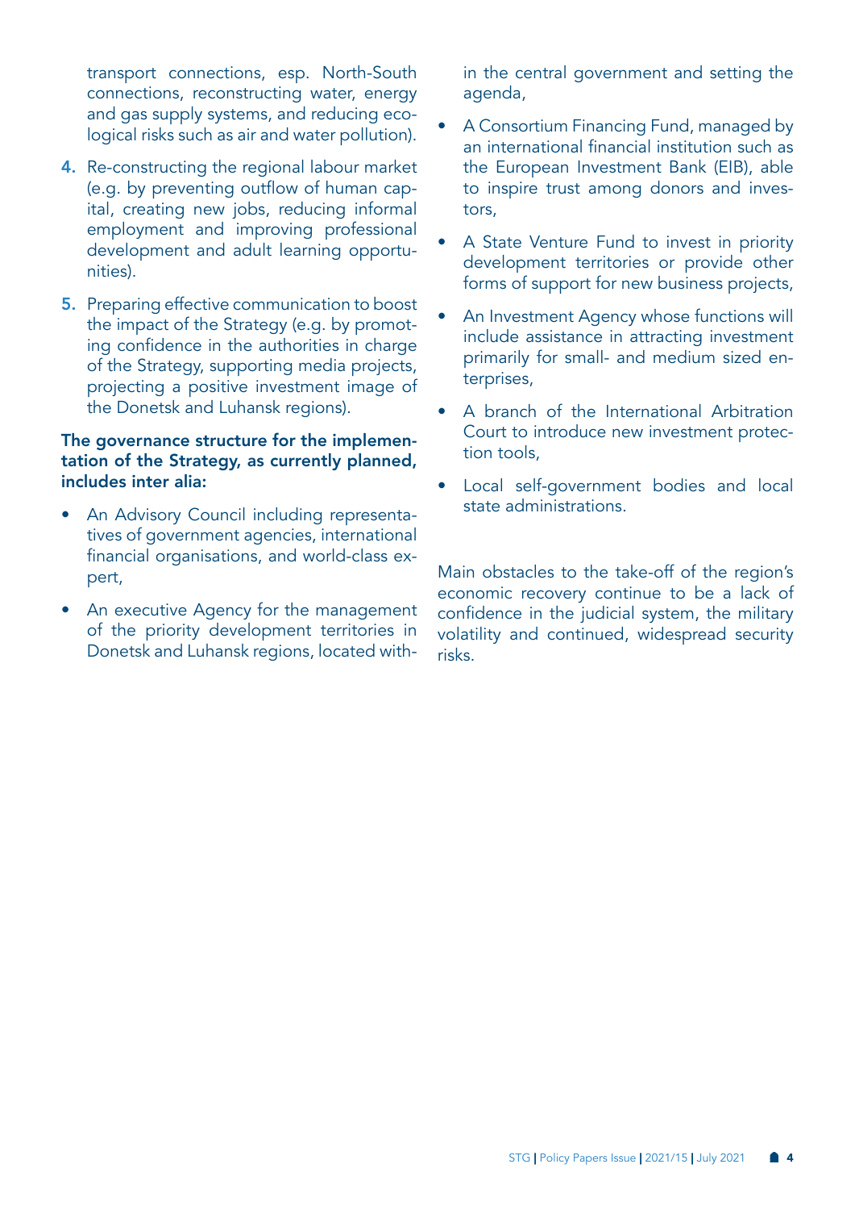transport connections, esp. North-South connections, reconstructing water, energy and gas supply systems, and reducing ecological risks such as air and water pollution).

4. Re-constructing the regional labour market (e.g. by preventing outflow of human capital, creating new jobs, reducing informal employment and improving professional development and adult learning opportunities).
5. Preparing effective communication to boost the impact of the Strategy (e.g. by promoting confidence in the authorities in charge of the Strategy, supporting media projects, projecting a positive investment image of the Donetsk and Luhansk regions).

**The governance structure for the implementation of the Strategy, as currently planned, includes inter alia:**

- An Advisory Council including representatives of government agencies, international financial organisations, and world-class expert,
- An executive Agency for the management of the priority development territories in Donetsk and Luhansk regions, located within the central government and setting the agenda,
- A Consortium Financing Fund, managed by an international financial institution such as the European Investment Bank (EIB), able to inspire trust among donors and investors,
- A State Venture Fund to invest in priority development territories or provide other forms of support for new business projects,
- An Investment Agency whose functions will include assistance in attracting investment primarily for small- and medium sized enterprises,
- A branch of the International Arbitration Court to introduce new investment protection tools,
- Local self-government bodies and local state administrations.

Main obstacles to the take-off of the region's economic recovery continue to be a lack of confidence in the judicial system, the military volatility and continued, widespread security risks.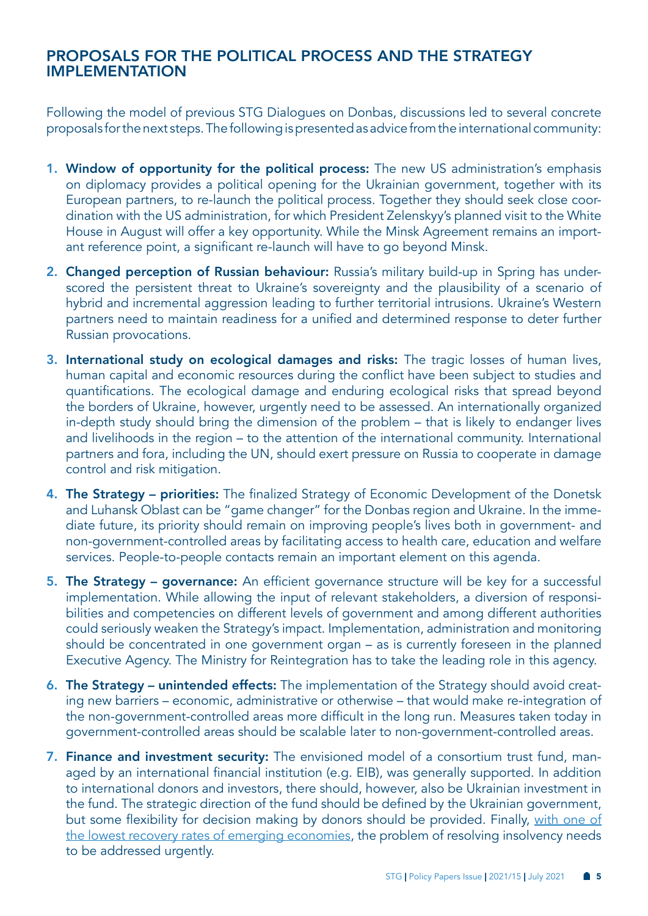## PROPOSALS FOR THE POLITICAL PROCESS AND THE STRATEGY IMPLEMENTATION

Following the model of previous STG Dialogues on Donbas, discussions led to several concrete proposals for the next steps. The following is presented as advice from the international community:

1. **Window of opportunity for the political process:** The new US administration's emphasis on diplomacy provides a political opening for the Ukrainian government, together with its European partners, to re-launch the political process. Together they should seek close coordination with the US administration, for which President Zelenskyy's planned visit to the White House in August will offer a key opportunity. While the Minsk Agreement remains an important reference point, a significant re-launch will have to go beyond Minsk.
2. **Changed perception of Russian behaviour:** Russia's military build-up in Spring has underscored the persistent threat to Ukraine's sovereignty and the plausibility of a scenario of hybrid and incremental aggression leading to further territorial intrusions. Ukraine's Western partners need to maintain readiness for a unified and determined response to deter further Russian provocations.
3. **International study on ecological damages and risks:** The tragic losses of human lives, human capital and economic resources during the conflict have been subject to studies and quantifications. The ecological damage and enduring ecological risks that spread beyond the borders of Ukraine, however, urgently need to be assessed. An internationally organized in-depth study should bring the dimension of the problem – that is likely to endanger lives and livelihoods in the region – to the attention of the international community. International partners and fora, including the UN, should exert pressure on Russia to cooperate in damage control and risk mitigation.
4. **The Strategy – priorities:** The finalized Strategy of Economic Development of the Donetsk and Luhansk Oblast can be "game changer" for the Donbas region and Ukraine. In the immediate future, its priority should remain on improving people's lives both in government- and non-government-controlled areas by facilitating access to health care, education and welfare services. People-to-people contacts remain an important element on this agenda.
5. **The Strategy – governance:** An efficient governance structure will be key for a successful implementation. While allowing the input of relevant stakeholders, a diversion of responsibilities and competencies on different levels of government and among different authorities could seriously weaken the Strategy's impact. Implementation, administration and monitoring should be concentrated in one government organ – as is currently foreseen in the planned Executive Agency. The Ministry for Reintegration has to take the leading role in this agency.
6. **The Strategy – unintended effects:** The implementation of the Strategy should avoid creating new barriers – economic, administrative or otherwise – that would make re-integration of the non-government-controlled areas more difficult in the long run. Measures taken today in government-controlled areas should be scalable later to non-government-controlled areas.
7. **Finance and investment security:** The envisioned model of a consortium trust fund, managed by an international financial institution (e.g. EIB), was generally supported. In addition to international donors and investors, there should, however, also be Ukrainian investment in the fund. The strategic direction of the fund should be defined by the Ukrainian government, but some flexibility for decision making by donors should be provided. Finally, with one of the lowest recovery rates of emerging economies, the problem of resolving insolvency needs to be addressed urgently.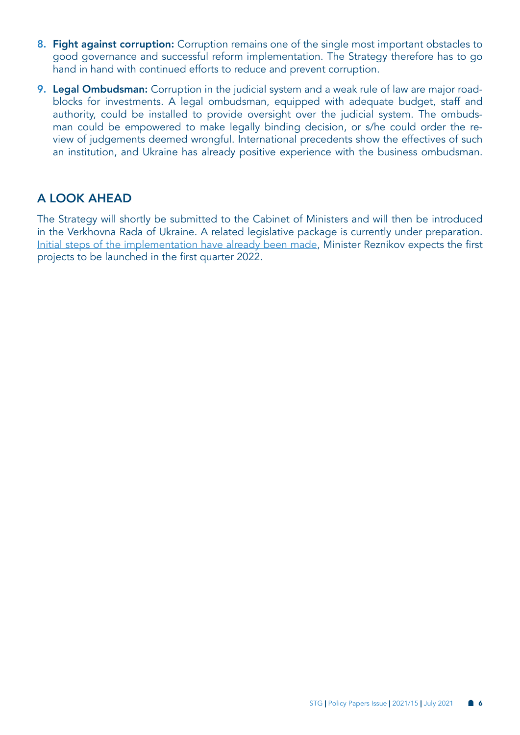8. **Fight against corruption:** Corruption remains one of the single most important obstacles to good governance and successful reform implementation. The Strategy therefore has to go hand in hand with continued efforts to reduce and prevent corruption.

9. **Legal Ombudsman:** Corruption in the judicial system and a weak rule of law are major roadblocks for investments. A legal ombudsman, equipped with adequate budget, staff and authority, could be installed to provide oversight over the judicial system. The ombudsman could be empowered to make legally binding decision, or s/he could order the review of judgements deemed wrongful. International precedents show the effectives of such an institution, and Ukraine has already positive experience with the business ombudsman.

## A LOOK AHEAD

The Strategy will shortly be submitted to the Cabinet of Ministers and will then be introduced in the Verkhovna Rada of Ukraine. A related legislative package is currently under preparation. Initial steps of the implementation have already been made, Minister Reznikov expects the first projects to be launched in the first quarter 2022.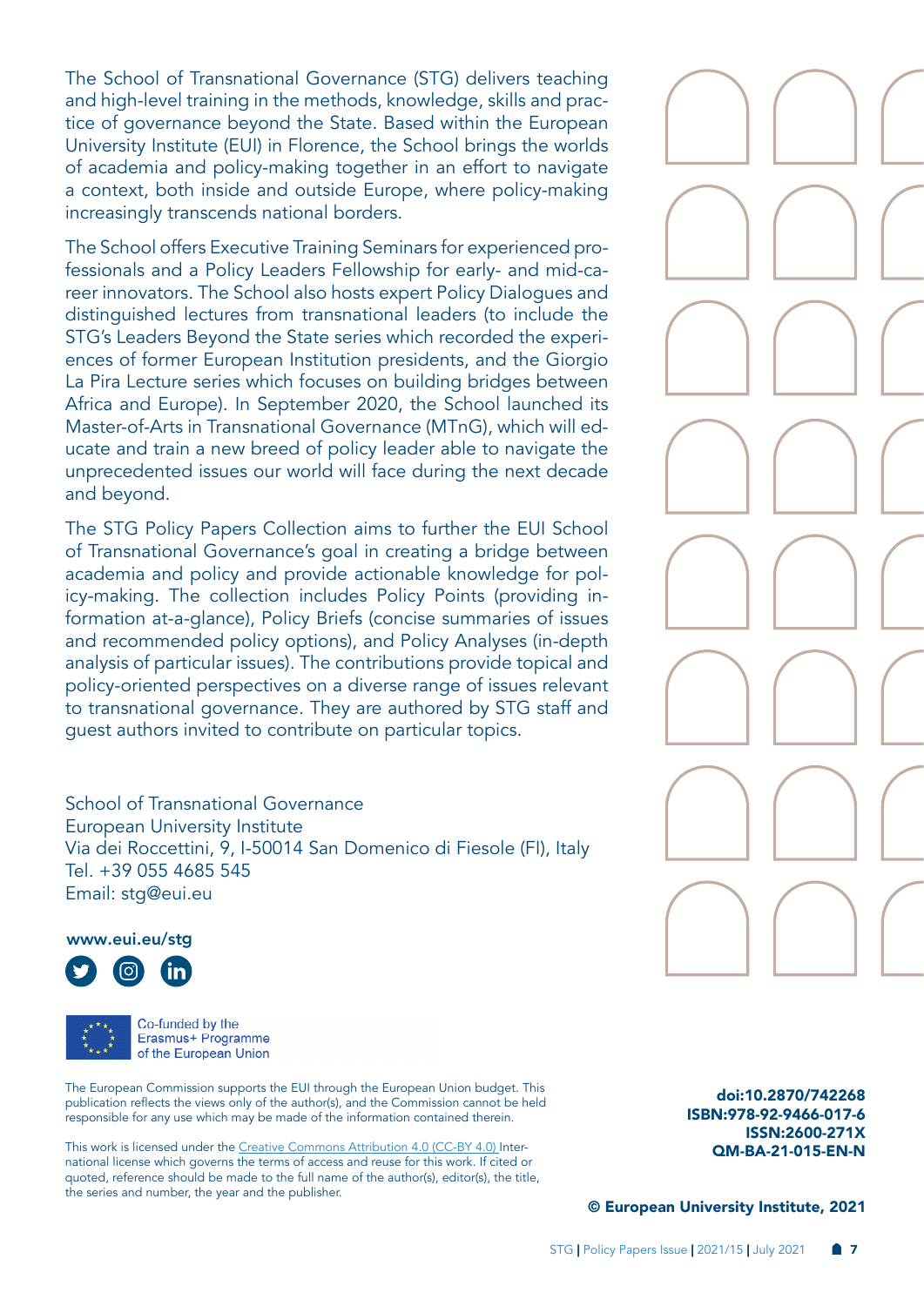The School of Transnational Governance (STG) delivers teaching and high-level training in the methods, knowledge, skills and practice of governance beyond the State. Based within the European University Institute (EUI) in Florence, the School brings the worlds of academia and policy-making together in an effort to navigate a context, both inside and outside Europe, where policy-making increasingly transcends national borders.

The School offers Executive Training Seminars for experienced professionals and a Policy Leaders Fellowship for early- and mid-career innovators. The School also hosts expert Policy Dialogues and distinguished lectures from transnational leaders (to include the STG's Leaders Beyond the State series which recorded the experiences of former European Institution presidents, and the Giorgio La Pira Lecture series which focuses on building bridges between Africa and Europe). In September 2020, the School launched its Master-of-Arts in Transnational Governance (MTnG), which will educate and train a new breed of policy leader able to navigate the unprecedented issues our world will face during the next decade and beyond.

The STG Policy Papers Collection aims to further the EUI School of Transnational Governance's goal in creating a bridge between academia and policy and provide actionable knowledge for policy-making. The collection includes Policy Points (providing information at-a-glance), Policy Briefs (concise summaries of issues and recommended policy options), and Policy Analyses (in-depth analysis of particular issues). The contributions provide topical and policy-oriented perspectives on a diverse range of issues relevant to transnational governance. They are authored by STG staff and guest authors invited to contribute on particular topics.

School of Transnational Governance
European University Institute
Via dei Roccettini, 9, I-50014 San Domenico di Fiesole (FI), Italy
Tel. +39 055 4685 545
Email: stg@eui.eu

**www.eui.eu/stg**

Co-funded by the Erasmus+ Programme of the European Union

The European Commission supports the EUI through the European Union budget. This publication reflects the views only of the author(s), and the Commission cannot be held responsible for any use which may be made of the information contained therein.

This work is licensed under the Creative Commons Attribution 4.0 (CC-BY 4.0) International license which governs the terms of access and reuse for this work. If cited or quoted, reference should be made to the full name of the author(s), editor(s), the title, the series and number, the year and the publisher.

**doi:10.2870/742268**
**ISBN:978-92-9466-017-6**
**ISSN:2600-271X**
**QM-BA-21-015-EN-N**

**© European University Institute, 2021**